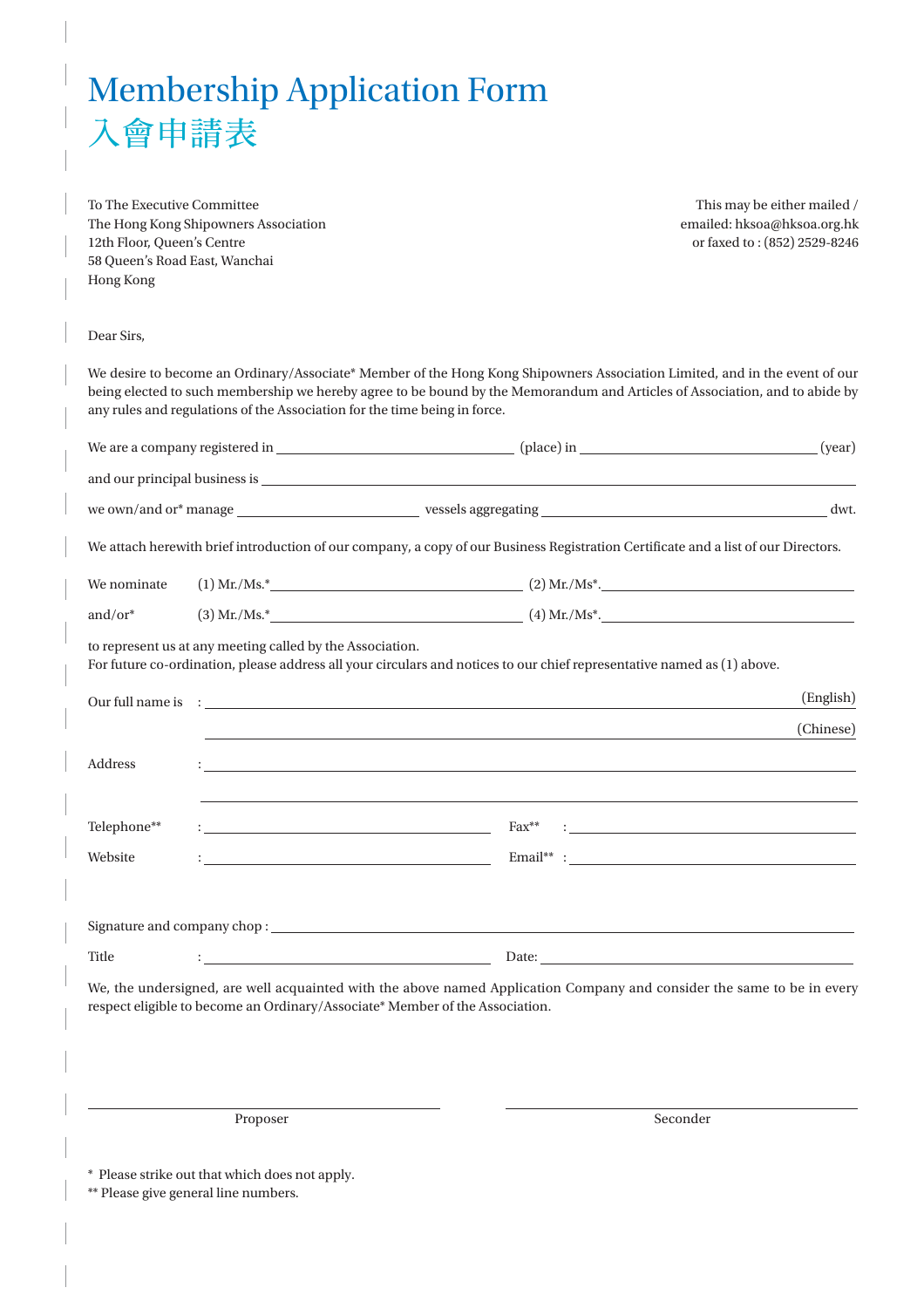# Membership Application Form
# 入會申請表

To The Executive Committee
The Hong Kong Shipowners Association
12th Floor, Queen's Centre
58 Queen's Road East, Wanchai
Hong Kong

This may be either mailed /
emailed: hksoa@hksoa.org.hk
or faxed to : (852) 2529-8246

Dear Sirs,

We desire to become an Ordinary/Associate* Member of the Hong Kong Shipowners Association Limited, and in the event of our being elected to such membership we hereby agree to be bound by the Memorandum and Articles of Association, and to abide by any rules and regulations of the Association for the time being in force.

We are a company registered in ______________________ (place) in ______________________ (year)

and our principal business is ____________________________________________

we own/and or* manage ______________ vessels aggregating ______________________ dwt.

We attach herewith brief introduction of our company, a copy of our Business Registration Certificate and a list of our Directors.

We nominate (1) Mr./Ms.*______________________ (2) Mr./Ms*.______________________

and/or* (3) Mr./Ms.*______________________ (4) Mr./Ms*.______________________

to represent us at any meeting called by the Association.
For future co-ordination, please address all your circulars and notices to our chief representative named as (1) above.

Our full name is : ____________________________________________ (English)

____________________________________________ (Chinese)

Address : ____________________________________________

____________________________________________

Telephone** : ______________________ Fax** : ______________________

Website : ______________________ Email** : ______________________

Signature and company chop : ____________________________________________

Title : ______________________ Date: ______________________

We, the undersigned, are well acquainted with the above named Application Company and consider the same to be in every respect eligible to become an Ordinary/Associate* Member of the Association.

______________________ ______________________
Proposer Seconder

* Please strike out that which does not apply.
** Please give general line numbers.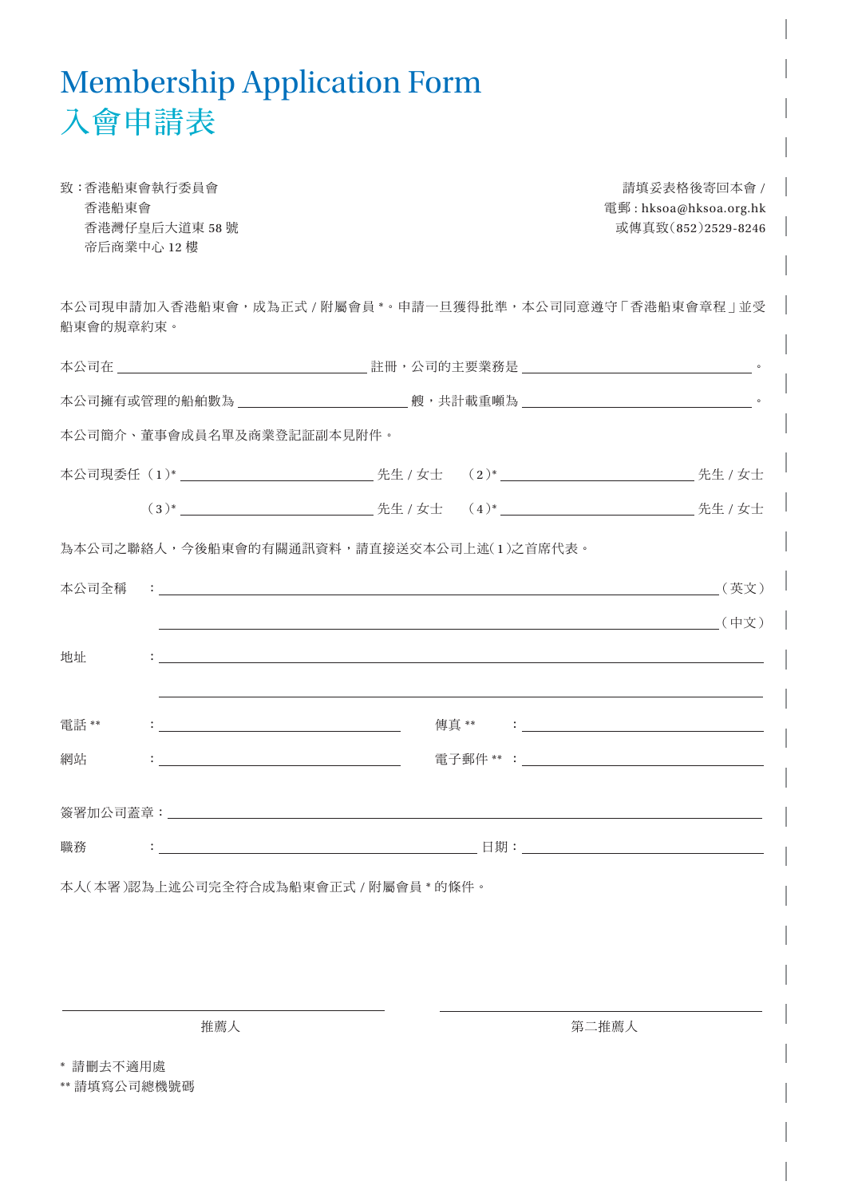# Membership Application Form
# 入會申請表

致：香港船東會執行委員會
香港船東會
香港灣仔皇后大道東 58 號
帝后商業中心 12 樓

請填妥表格後寄回本會 /
電郵：hksoa@hksoa.org.hk
或傳真致(852)2529-8246

本公司現申請加入香港船東會，成為正式 / 附屬會員 *。申請一旦獲得批準，本公司同意遵守「香港船東會章程」並受船東會的規章約束。

本公司在 ______________________ 註冊，公司的主要業務是 ______________________。

本公司擁有或管理的船舶數為 ______________________ 艘，共計載重噸為 ______________________。

本公司簡介、董事會成員名單及商業登記証副本見附件。

本公司現委任（1）* ______________________ 先生 / 女士　（2）* ______________________ 先生 / 女士

（3）* ______________________ 先生 / 女士　（4）* ______________________ 先生 / 女士

為本公司之聯絡人，今後船東會的有關通訊資料，請直接送交本公司上述(1)之首席代表。

本公司全稱　：______________________________________________（英文）

______________________________________________（中文）

地址　：______________________________________________

______________________________________________

電話 **　：______________________　傳真 **　：______________________

網站　：______________________　電子郵件 **　：______________________

簽署加公司蓋章：______________________________________________

職務　：______________________　日期：______________________

本人(本署)認為上述公司完全符合成為船東會正式 / 附屬會員 * 的條件。

______________________　　　　______________________

推薦人　　　　第二推薦人

\* 請刪去不適用處
** 請填寫公司總機號碼